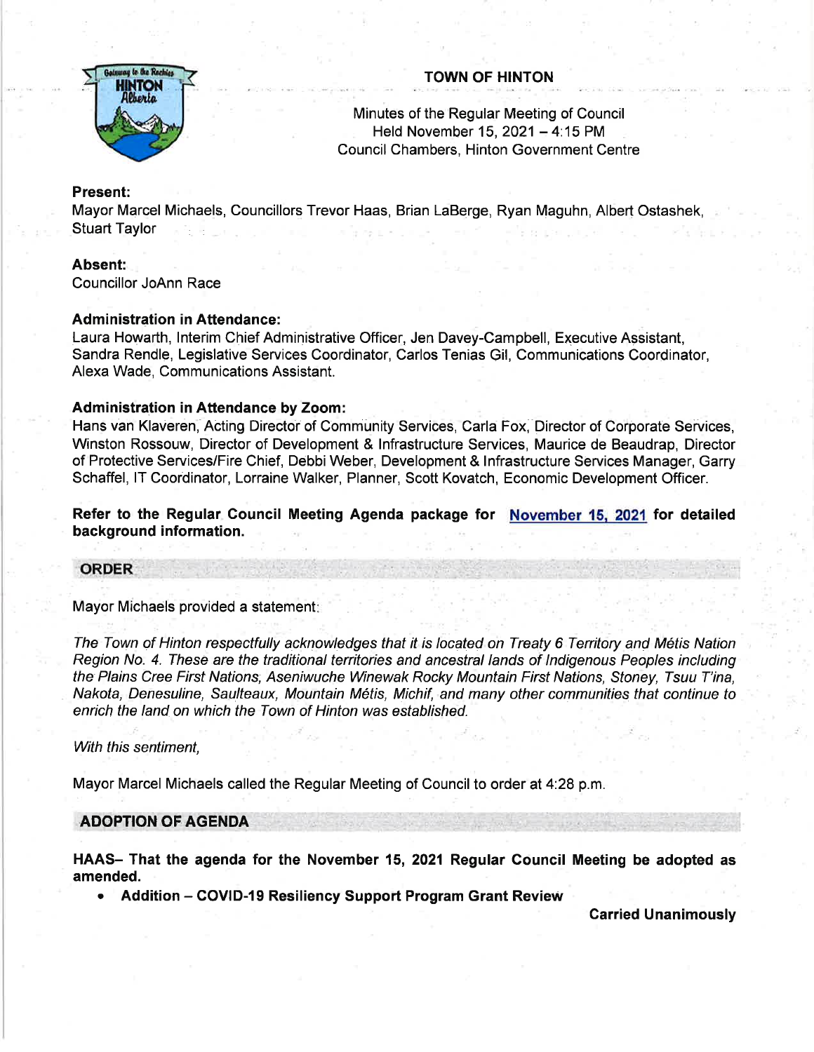# TOWN OF HINTON

Minutes of the Regular Meeting of Council
Held November 15, 2021 – 4:15 PM
Council Chambers, Hinton Government Centre

**Present:**
Mayor Marcel Michaels, Councillors Trevor Haas, Brian LaBerge, Ryan Maguhn, Albert Ostashek, Stuart Taylor

**Absent:**
Councillor JoAnn Race

**Administration in Attendance:**
Laura Howarth, Interim Chief Administrative Officer, Jen Davey-Campbell, Executive Assistant, Sandra Rendle, Legislative Services Coordinator, Carlos Tenias Gil, Communications Coordinator, Alexa Wade, Communications Assistant.

**Administration in Attendance by Zoom:**
Hans van Klaveren, Acting Director of Community Services, Carla Fox, Director of Corporate Services, Winston Rossouw, Director of Development & Infrastructure Services, Maurice de Beaudrap, Director of Protective Services/Fire Chief, Debbi Weber, Development & Infrastructure Services Manager, Garry Schaffel, IT Coordinator, Lorraine Walker, Planner, Scott Kovatch, Economic Development Officer.

**Refer to the Regular Council Meeting Agenda package for November 15, 2021 for detailed background information.**

## ORDER

Mayor Michaels provided a statement:

*The Town of Hinton respectfully acknowledges that it is located on Treaty 6 Territory and Métis Nation Region No. 4. These are the traditional territories and ancestral lands of Indigenous Peoples including the Plains Cree First Nations, Aseniwuche Winewak Rocky Mountain First Nations, Stoney, Tsuu T'ina, Nakota, Denesuline, Saulteaux, Mountain Métis, Michif, and many other communities that continue to enrich the land on which the Town of Hinton was established.*

*With this sentiment,*

Mayor Marcel Michaels called the Regular Meeting of Council to order at 4:28 p.m.

## ADOPTION OF AGENDA

**HAAS– That the agenda for the November 15, 2021 Regular Council Meeting be adopted as amended.**

- **Addition – COVID-19 Resiliency Support Program Grant Review**

**Carried Unanimously**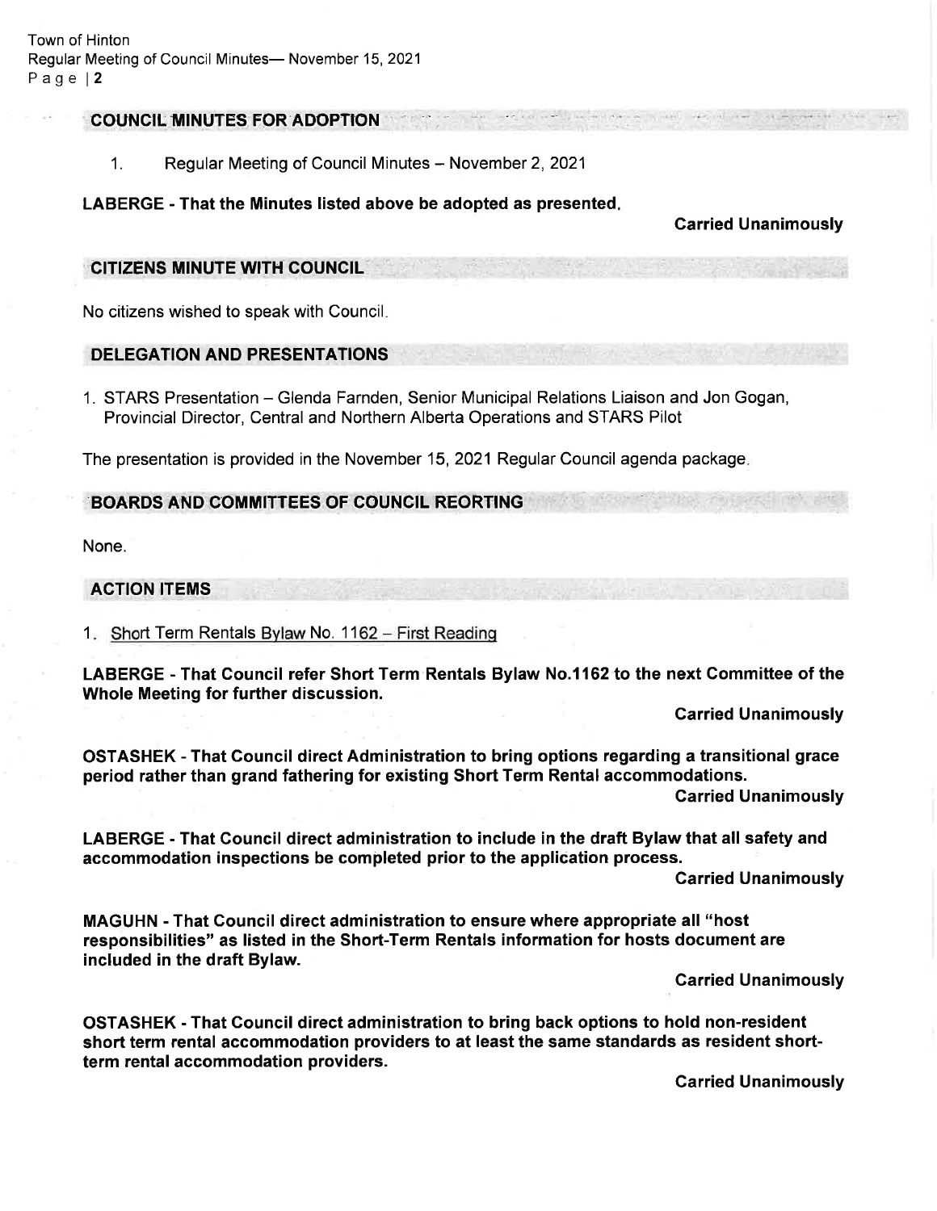## COUNCIL MINUTES FOR ADOPTION

1. Regular Meeting of Council Minutes – November 2, 2021

**LABERGE - That the Minutes listed above be adopted as presented.**

**Carried Unanimously**

## CITIZENS MINUTE WITH COUNCIL

No citizens wished to speak with Council.

## DELEGATION AND PRESENTATIONS

1. STARS Presentation – Glenda Farnden, Senior Municipal Relations Liaison and Jon Gogan, Provincial Director, Central and Northern Alberta Operations and STARS Pilot

The presentation is provided in the November 15, 2021 Regular Council agenda package.

## BOARDS AND COMMITTEES OF COUNCIL REORTING

None.

## ACTION ITEMS

1. Short Term Rentals Bylaw No. 1162 – First Reading

**LABERGE - That Council refer Short Term Rentals Bylaw No.1162 to the next Committee of the Whole Meeting for further discussion.**

**Carried Unanimously**

**OSTASHEK - That Council direct Administration to bring options regarding a transitional grace period rather than grand fathering for existing Short Term Rental accommodations.**

**Carried Unanimously**

**LABERGE - That Council direct administration to include in the draft Bylaw that all safety and accommodation inspections be completed prior to the application process.**

**Carried Unanimously**

**MAGUHN - That Council direct administration to ensure where appropriate all "host responsibilities" as listed in the Short-Term Rentals information for hosts document are included in the draft Bylaw.**

**Carried Unanimously**

**OSTASHEK - That Council direct administration to bring back options to hold non-resident short term rental accommodation providers to at least the same standards as resident short-term rental accommodation providers.**

**Carried Unanimously**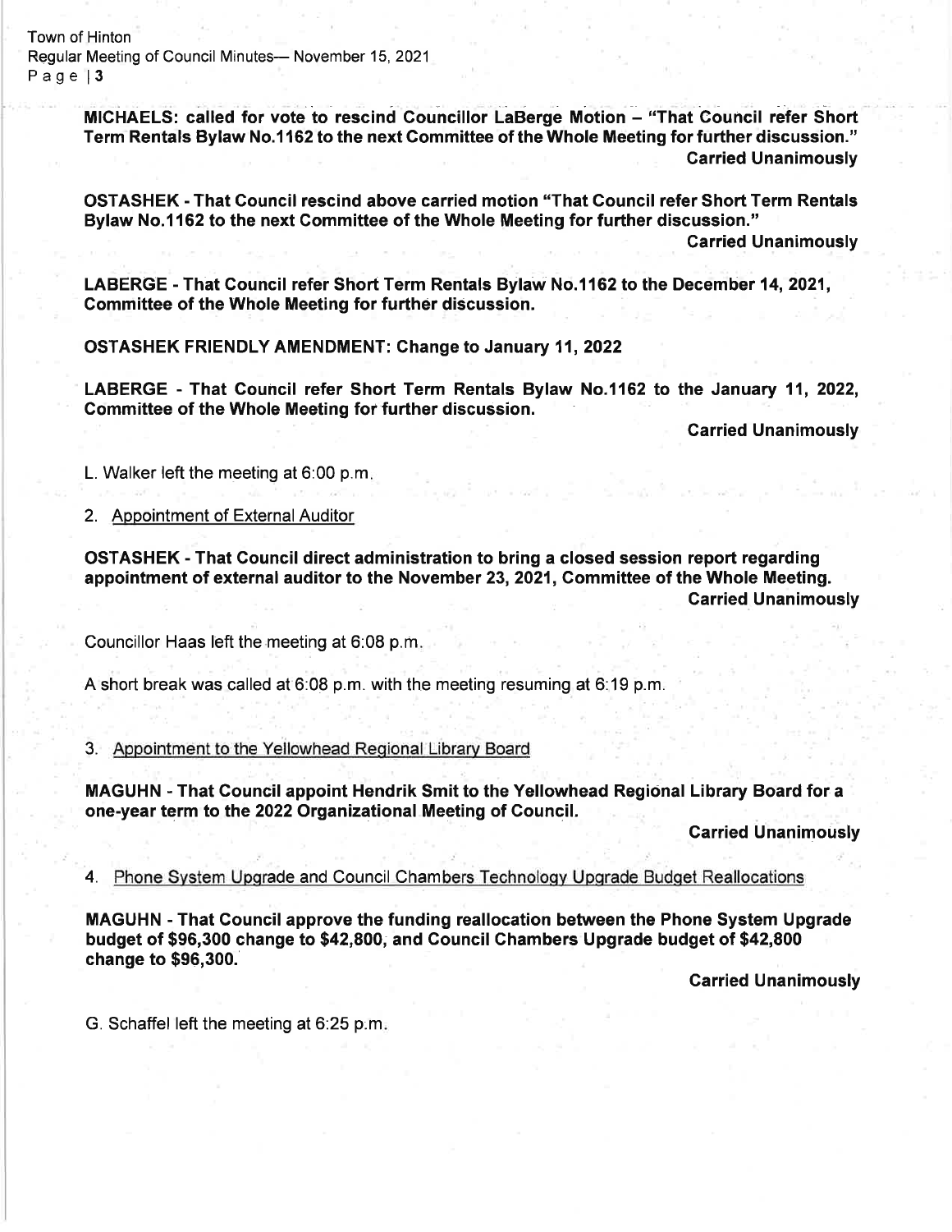**MICHAELS: called for vote to rescind Councillor LaBerge Motion – "That Council refer Short Term Rentals Bylaw No.1162 to the next Committee of the Whole Meeting for further discussion."**

**Carried Unanimously**

**OSTASHEK - That Council rescind above carried motion "That Council refer Short Term Rentals Bylaw No.1162 to the next Committee of the Whole Meeting for further discussion."**

**Carried Unanimously**

**LABERGE - That Council refer Short Term Rentals Bylaw No.1162 to the December 14, 2021, Committee of the Whole Meeting for further discussion.**

**OSTASHEK FRIENDLY AMENDMENT: Change to January 11, 2022**

**LABERGE - That Council refer Short Term Rentals Bylaw No.1162 to the January 11, 2022, Committee of the Whole Meeting for further discussion.**

**Carried Unanimously**

L. Walker left the meeting at 6:00 p.m.

2. Appointment of External Auditor

**OSTASHEK - That Council direct administration to bring a closed session report regarding appointment of external auditor to the November 23, 2021, Committee of the Whole Meeting.**

**Carried Unanimously**

Councillor Haas left the meeting at 6:08 p.m.

A short break was called at 6:08 p.m. with the meeting resuming at 6:19 p.m.

3. Appointment to the Yellowhead Regional Library Board

**MAGUHN - That Council appoint Hendrik Smit to the Yellowhead Regional Library Board for a one-year term to the 2022 Organizational Meeting of Council.**

**Carried Unanimously**

4. Phone System Upgrade and Council Chambers Technology Upgrade Budget Reallocations

**MAGUHN - That Council approve the funding reallocation between the Phone System Upgrade budget of $96,300 change to $42,800, and Council Chambers Upgrade budget of $42,800 change to $96,300.**

**Carried Unanimously**

G. Schaffel left the meeting at 6:25 p.m.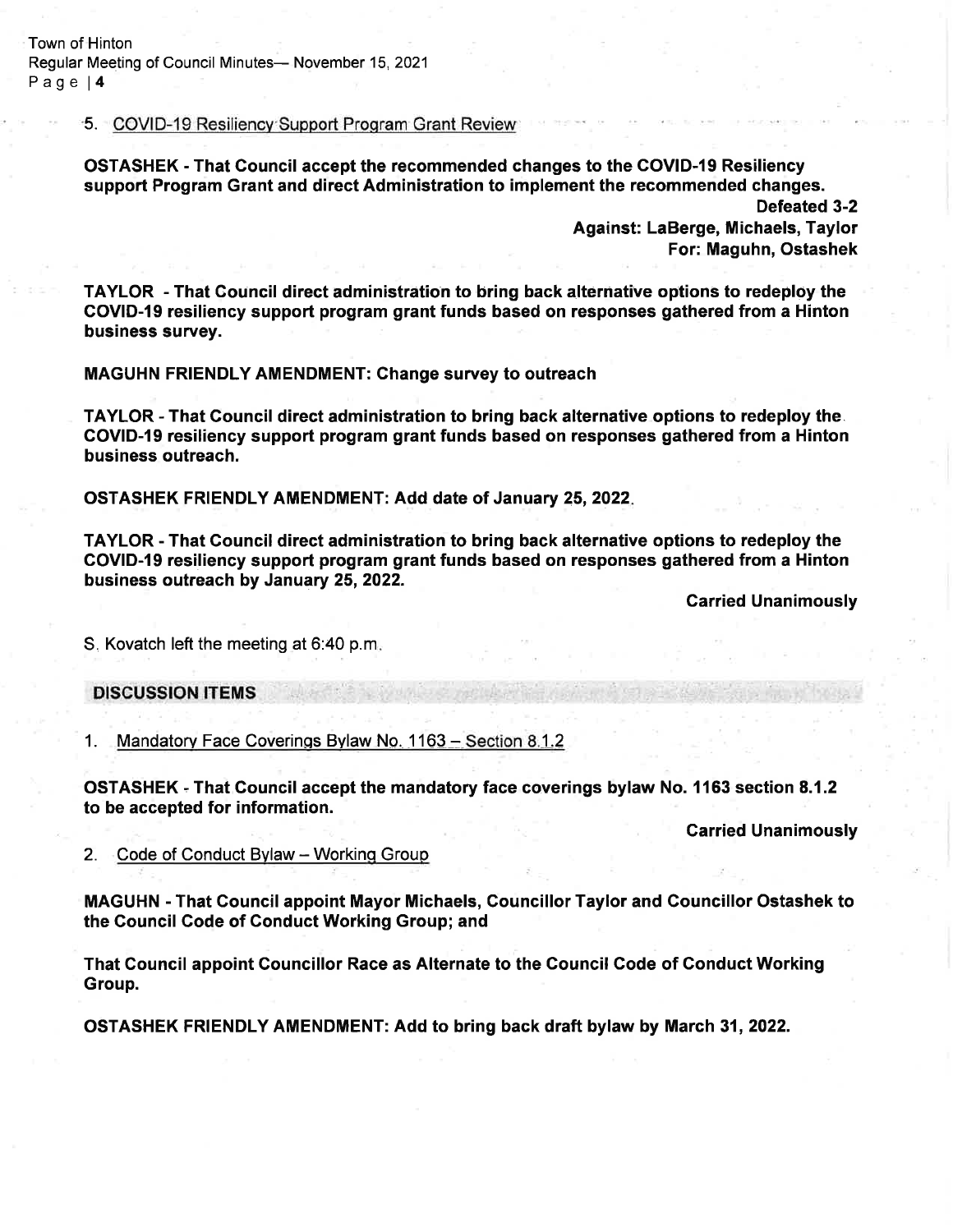5. COVID-19 Resiliency Support Program Grant Review

**OSTASHEK - That Council accept the recommended changes to the COVID-19 Resiliency support Program Grant and direct Administration to implement the recommended changes.**

**Defeated 3-2**
**Against: LaBerge, Michaels, Taylor**
**For: Maguhn, Ostashek**

**TAYLOR - That Council direct administration to bring back alternative options to redeploy the COVID-19 resiliency support program grant funds based on responses gathered from a Hinton business survey.**

**MAGUHN FRIENDLY AMENDMENT: Change survey to outreach**

**TAYLOR - That Council direct administration to bring back alternative options to redeploy the COVID-19 resiliency support program grant funds based on responses gathered from a Hinton business outreach.**

**OSTASHEK FRIENDLY AMENDMENT: Add date of January 25, 2022.**

**TAYLOR - That Council direct administration to bring back alternative options to redeploy the COVID-19 resiliency support program grant funds based on responses gathered from a Hinton business outreach by January 25, 2022.**

**Carried Unanimously**

S. Kovatch left the meeting at 6:40 p.m.

## DISCUSSION ITEMS

1. Mandatory Face Coverings Bylaw No. 1163 – Section 8.1.2

**OSTASHEK - That Council accept the mandatory face coverings bylaw No. 1163 section 8.1.2 to be accepted for information.**

**Carried Unanimously**

2. Code of Conduct Bylaw – Working Group

**MAGUHN - That Council appoint Mayor Michaels, Councillor Taylor and Councillor Ostashek to the Council Code of Conduct Working Group; and**

**That Council appoint Councillor Race as Alternate to the Council Code of Conduct Working Group.**

**OSTASHEK FRIENDLY AMENDMENT: Add to bring back draft bylaw by March 31, 2022.**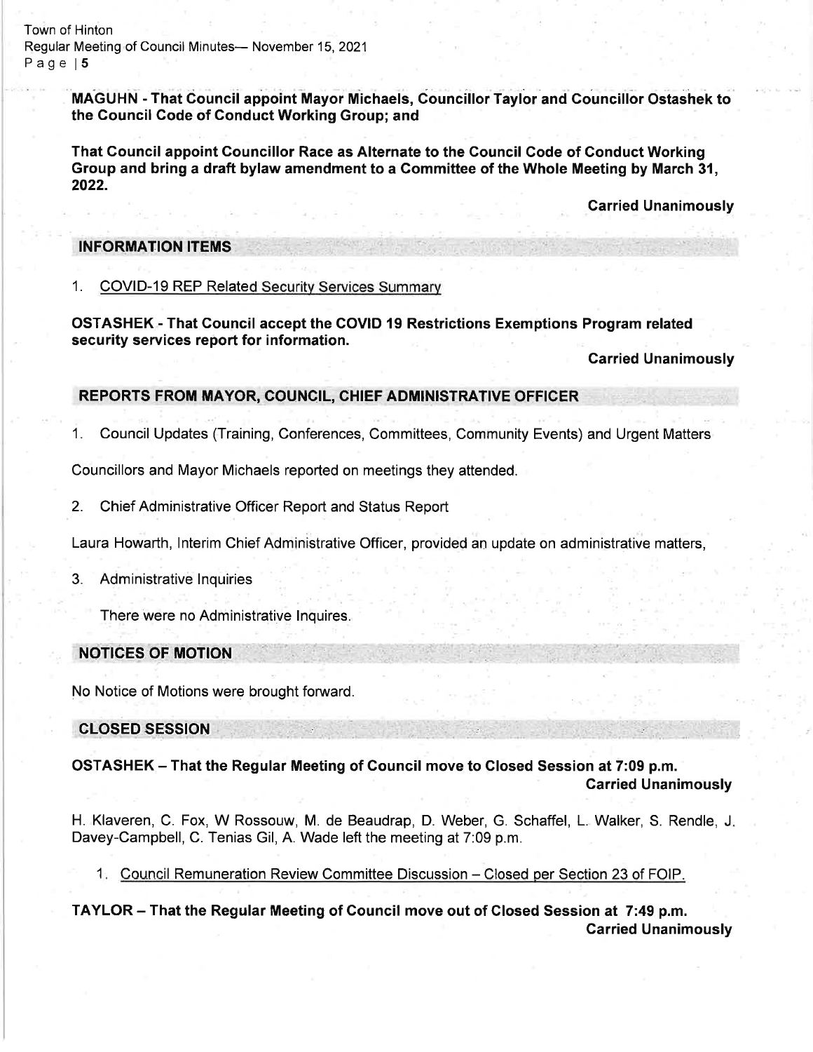**MAGUHN - That Council appoint Mayor Michaels, Councillor Taylor and Councillor Ostashek to the Council Code of Conduct Working Group; and**

**That Council appoint Councillor Race as Alternate to the Council Code of Conduct Working Group and bring a draft bylaw amendment to a Committee of the Whole Meeting by March 31, 2022.**

**Carried Unanimously**

## INFORMATION ITEMS

1. COVID-19 REP Related Security Services Summary

**OSTASHEK - That Council accept the COVID 19 Restrictions Exemptions Program related security services report for information.**

**Carried Unanimously**

## REPORTS FROM MAYOR, COUNCIL, CHIEF ADMINISTRATIVE OFFICER

1. Council Updates (Training, Conferences, Committees, Community Events) and Urgent Matters

Councillors and Mayor Michaels reported on meetings they attended.

2. Chief Administrative Officer Report and Status Report

Laura Howarth, Interim Chief Administrative Officer, provided an update on administrative matters,

3. Administrative Inquiries

There were no Administrative Inquires.

## NOTICES OF MOTION

No Notice of Motions were brought forward.

## CLOSED SESSION

**OSTASHEK – That the Regular Meeting of Council move to Closed Session at 7:09 p.m.**
**Carried Unanimously**

H. Klaveren, C. Fox, W Rossouw, M. de Beaudrap, D. Weber, G. Schaffel, L. Walker, S. Rendle, J. Davey-Campbell, C. Tenias Gil, A. Wade left the meeting at 7:09 p.m.

1. Council Remuneration Review Committee Discussion – Closed per Section 23 of FOIP.

**TAYLOR – That the Regular Meeting of Council move out of Closed Session at 7:49 p.m.**
**Carried Unanimously**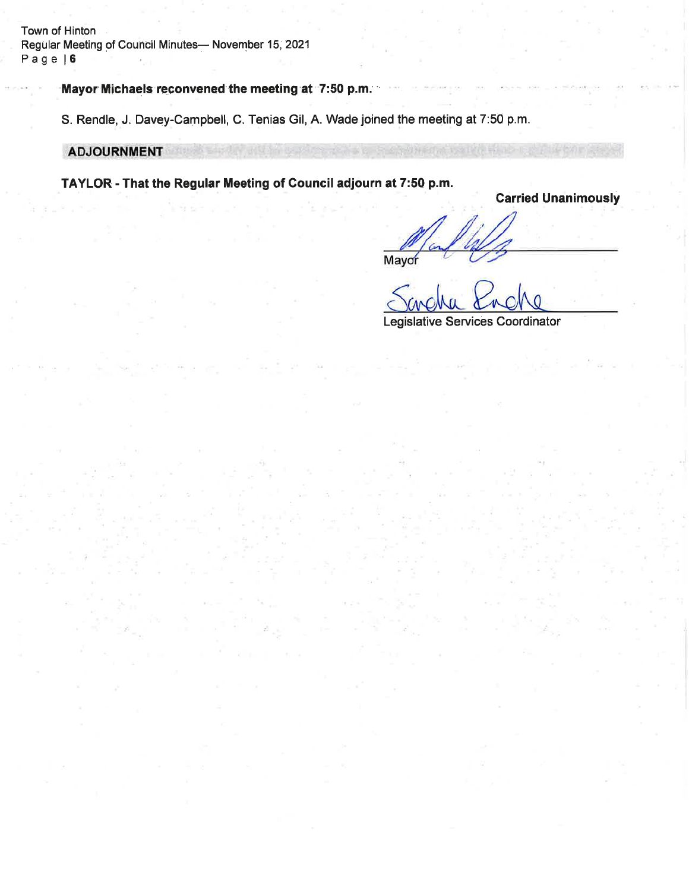**Mayor Michaels reconvened the meeting at 7:50 p.m.**

S. Rendle, J. Davey-Campbell, C. Tenias Gil, A. Wade joined the meeting at 7:50 p.m.

## ADJOURNMENT

**TAYLOR - That the Regular Meeting of Council adjourn at 7:50 p.m.**

**Carried Unanimously**

Mayor

Legislative Services Coordinator